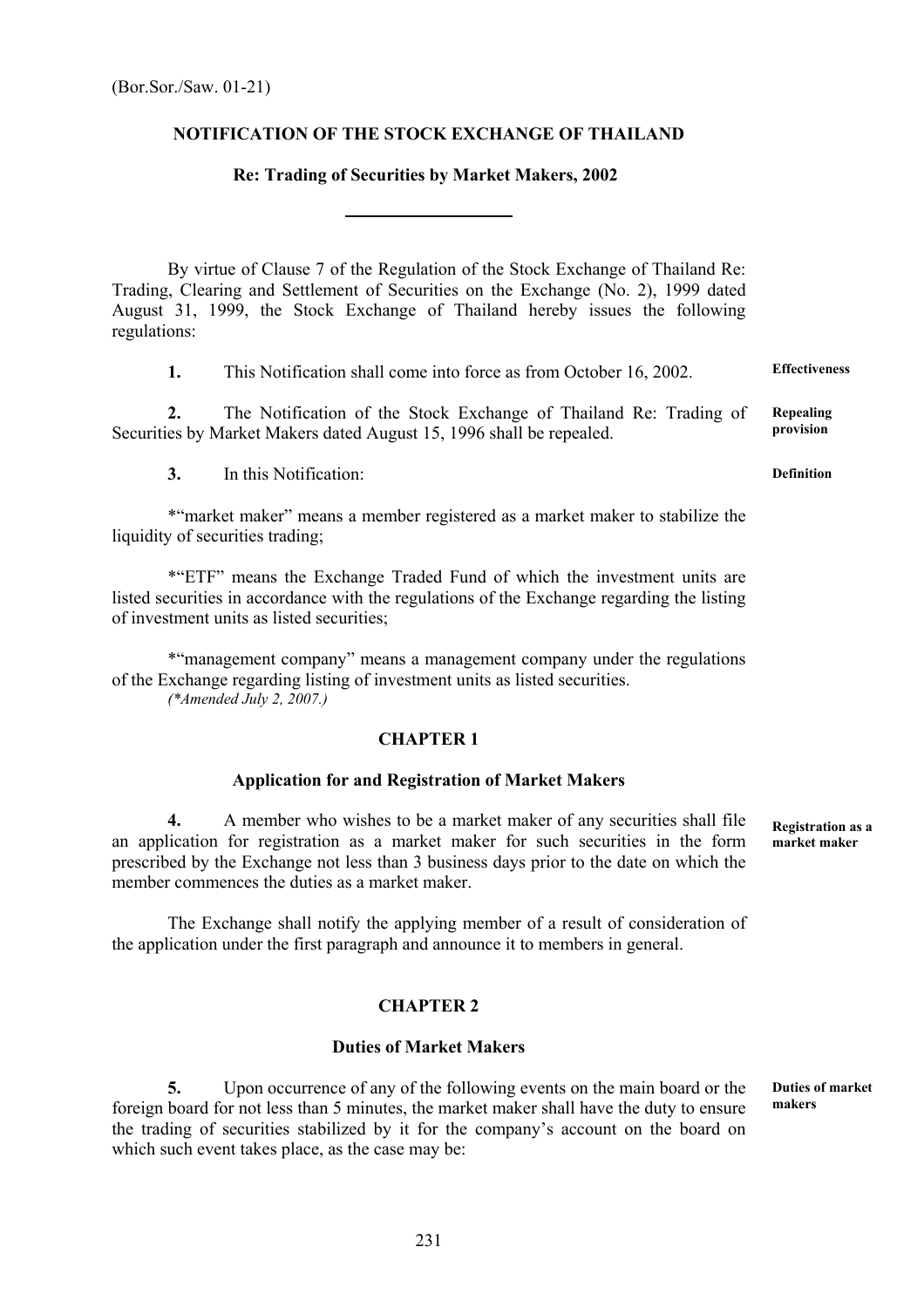(Bor.Sor./Saw. 01-21)

**NOTIFICATION OF THE STOCK EXCHANGE OF THAILAND**

**Re: Trading of Securities by Market Makers, 2002**

---

By virtue of Clause 7 of the Regulation of the Stock Exchange of Thailand Re: Trading, Clearing and Settlement of Securities on the Exchange (No. 2), 1999 dated August 31, 1999, the Stock Exchange of Thailand hereby issues the following regulations:

**1.** This Notification shall come into force as from October 16, 2002. **Effectiveness**

**2.** The Notification of the Stock Exchange of Thailand Re: Trading of Securities by Market Makers dated August 15, 1996 shall be repealed. **Repealing provision**

**3.** In this Notification: **Definition**

*"market maker" means a member registered as a market maker to stabilize the liquidity of securities trading;

*"ETF" means the Exchange Traded Fund of which the investment units are listed securities in accordance with the regulations of the Exchange regarding the listing of investment units as listed securities;

*"management company" means a management company under the regulations of the Exchange regarding listing of investment units as listed securities.
*(*Amended July 2, 2007.)*

## CHAPTER 1

### Application for and Registration of Market Makers

**4.** A member who wishes to be a market maker of any securities shall file an application for registration as a market maker for such securities in the form prescribed by the Exchange not less than 3 business days prior to the date on which the member commences the duties as a market maker. **Registration as a market maker**

The Exchange shall notify the applying member of a result of consideration of the application under the first paragraph and announce it to members in general.

## CHAPTER 2

### Duties of Market Makers

**5.** Upon occurrence of any of the following events on the main board or the foreign board for not less than 5 minutes, the market maker shall have the duty to ensure the trading of securities stabilized by it for the company's account on the board on which such event takes place, as the case may be: **Duties of market makers**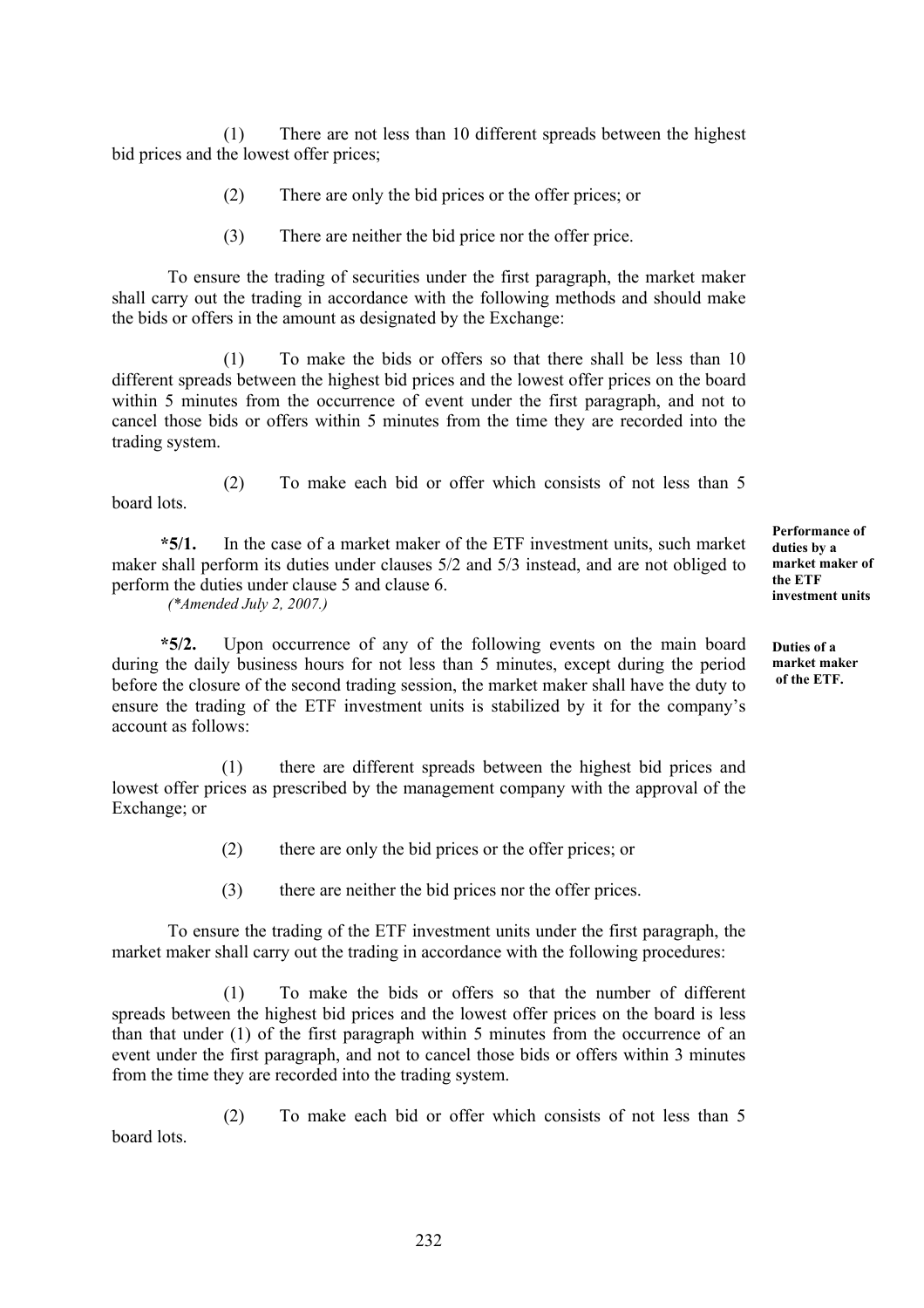(1) There are not less than 10 different spreads between the highest bid prices and the lowest offer prices;

(2) There are only the bid prices or the offer prices; or

(3) There are neither the bid price nor the offer price.

To ensure the trading of securities under the first paragraph, the market maker shall carry out the trading in accordance with the following methods and should make the bids or offers in the amount as designated by the Exchange:

(1) To make the bids or offers so that there shall be less than 10 different spreads between the highest bid prices and the lowest offer prices on the board within 5 minutes from the occurrence of event under the first paragraph, and not to cancel those bids or offers within 5 minutes from the time they are recorded into the trading system.

(2) To make each bid or offer which consists of not less than 5 board lots.

**Performance of duties by a market maker of the ETF investment units**

**\*5/1.** In the case of a market maker of the ETF investment units, such market maker shall perform its duties under clauses 5/2 and 5/3 instead, and are not obliged to perform the duties under clause 5 and clause 6.
*(\*Amended July 2, 2007.)*

**Duties of a market maker of the ETF.**

**\*5/2.** Upon occurrence of any of the following events on the main board during the daily business hours for not less than 5 minutes, except during the period before the closure of the second trading session, the market maker shall have the duty to ensure the trading of the ETF investment units is stabilized by it for the company's account as follows:

(1) there are different spreads between the highest bid prices and lowest offer prices as prescribed by the management company with the approval of the Exchange; or

(2) there are only the bid prices or the offer prices; or

(3) there are neither the bid prices nor the offer prices.

To ensure the trading of the ETF investment units under the first paragraph, the market maker shall carry out the trading in accordance with the following procedures:

(1) To make the bids or offers so that the number of different spreads between the highest bid prices and the lowest offer prices on the board is less than that under (1) of the first paragraph within 5 minutes from the occurrence of an event under the first paragraph, and not to cancel those bids or offers within 3 minutes from the time they are recorded into the trading system.

(2) To make each bid or offer which consists of not less than 5 board lots.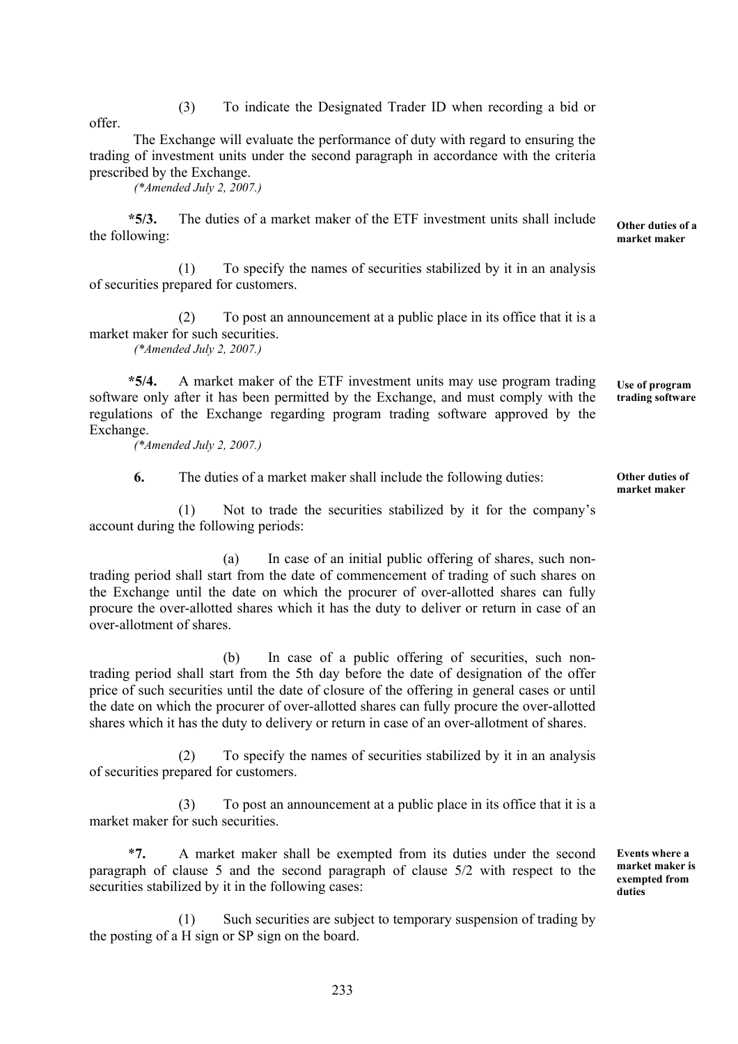(3) To indicate the Designated Trader ID when recording a bid or offer.

The Exchange will evaluate the performance of duty with regard to ensuring the trading of investment units under the second paragraph in accordance with the criteria prescribed by the Exchange.

*(*Amended July 2, 2007.)*

**Other duties of a market maker**

**\*5/3.** The duties of a market maker of the ETF investment units shall include the following:

(1) To specify the names of securities stabilized by it in an analysis of securities prepared for customers.

(2) To post an announcement at a public place in its office that it is a market maker for such securities.

*(*Amended July 2, 2007.)*

**Use of program trading software**

**\*5/4.** A market maker of the ETF investment units may use program trading software only after it has been permitted by the Exchange, and must comply with the regulations of the Exchange regarding program trading software approved by the Exchange.

*(*Amended July 2, 2007.)*

**Other duties of market maker**

**6.** The duties of a market maker shall include the following duties:

(1) Not to trade the securities stabilized by it for the company's account during the following periods:

(a) In case of an initial public offering of shares, such non-trading period shall start from the date of commencement of trading of such shares on the Exchange until the date on which the procurer of over-allotted shares can fully procure the over-allotted shares which it has the duty to deliver or return in case of an over-allotment of shares.

(b) In case of a public offering of securities, such non-trading period shall start from the 5th day before the date of designation of the offer price of such securities until the date of closure of the offering in general cases or until the date on which the procurer of over-allotted shares can fully procure the over-allotted shares which it has the duty to delivery or return in case of an over-allotment of shares.

(2) To specify the names of securities stabilized by it in an analysis of securities prepared for customers.

(3) To post an announcement at a public place in its office that it is a market maker for such securities.

**Events where a market maker is exempted from duties**

\***7.** A market maker shall be exempted from its duties under the second paragraph of clause 5 and the second paragraph of clause 5/2 with respect to the securities stabilized by it in the following cases:

(1) Such securities are subject to temporary suspension of trading by the posting of a H sign or SP sign on the board.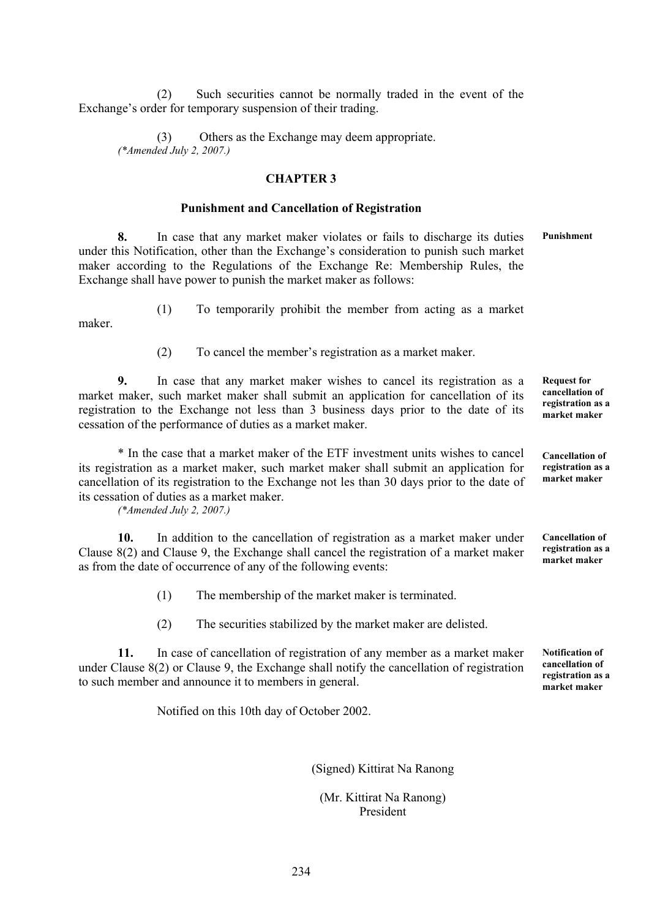(2) Such securities cannot be normally traded in the event of the Exchange's order for temporary suspension of their trading.

(3) Others as the Exchange may deem appropriate.
*(\*Amended July 2, 2007.)*

## CHAPTER 3

### Punishment and Cancellation of Registration

**Punishment**

**8.** In case that any market maker violates or fails to discharge its duties under this Notification, other than the Exchange's consideration to punish such market maker according to the Regulations of the Exchange Re: Membership Rules, the Exchange shall have power to punish the market maker as follows:

(1) To temporarily prohibit the member from acting as a market maker.

(2) To cancel the member's registration as a market maker.

**Request for cancellation of registration as a market maker**

**9.** In case that any market maker wishes to cancel its registration as a market maker, such market maker shall submit an application for cancellation of its registration to the Exchange not less than 3 business days prior to the date of its cessation of the performance of duties as a market maker.

**Cancellation of registration as a market maker**

\* In the case that a market maker of the ETF investment units wishes to cancel its registration as a market maker, such market maker shall submit an application for cancellation of its registration to the Exchange not les than 30 days prior to the date of its cessation of duties as a market maker.
*(\*Amended July 2, 2007.)*

**Cancellation of registration as a market maker**

**10.** In addition to the cancellation of registration as a market maker under Clause 8(2) and Clause 9, the Exchange shall cancel the registration of a market maker as from the date of occurrence of any of the following events:

(1) The membership of the market maker is terminated.

(2) The securities stabilized by the market maker are delisted.

**Notification of cancellation of registration as a market maker**

**11.** In case of cancellation of registration of any member as a market maker under Clause 8(2) or Clause 9, the Exchange shall notify the cancellation of registration to such member and announce it to members in general.

Notified on this 10th day of October 2002.

(Signed) Kittirat Na Ranong

(Mr. Kittirat Na Ranong)
President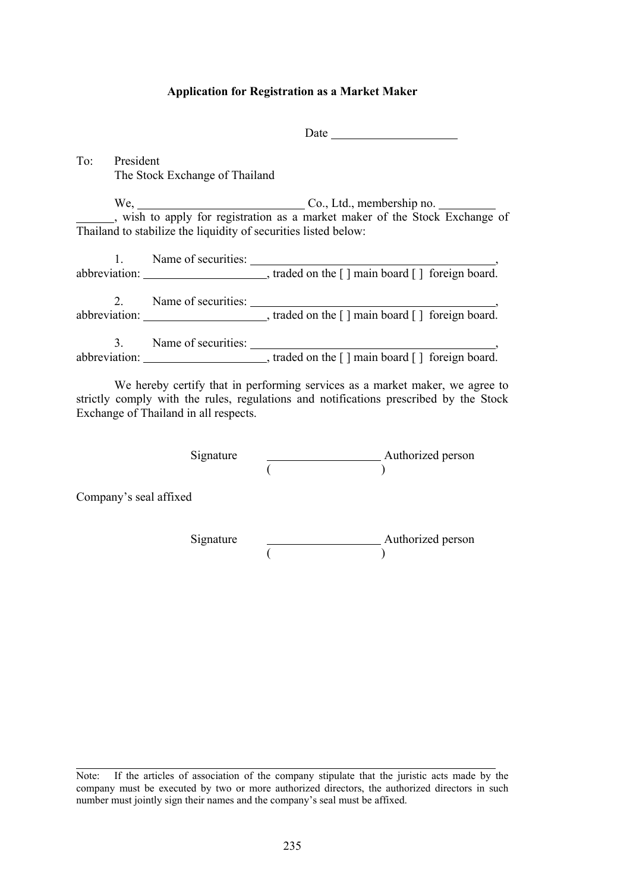**Application for Registration as a Market Maker**

Date ____________________

To: President
The Stock Exchange of Thailand

We, __________________________ Co., Ltd., membership no. _______________, wish to apply for registration as a market maker of the Stock Exchange of Thailand to stabilize the liquidity of securities listed below:

1. Name of securities: ________________________________________, abbreviation: ____________________, traded on the [ ] main board [ ] foreign board.

2. Name of securities: ________________________________________, abbreviation: ____________________, traded on the [ ] main board [ ] foreign board.

3. Name of securities: ________________________________________, abbreviation: ____________________, traded on the [ ] main board [ ] foreign board.

We hereby certify that in performing services as a market maker, we agree to strictly comply with the rules, regulations and notifications prescribed by the Stock Exchange of Thailand in all respects.

Signature __________________ Authorized person
( __________________ )

Company's seal affixed

Signature __________________ Authorized person
( __________________ )

Note: If the articles of association of the company stipulate that the juristic acts made by the company must be executed by two or more authorized directors, the authorized directors in such number must jointly sign their names and the company's seal must be affixed.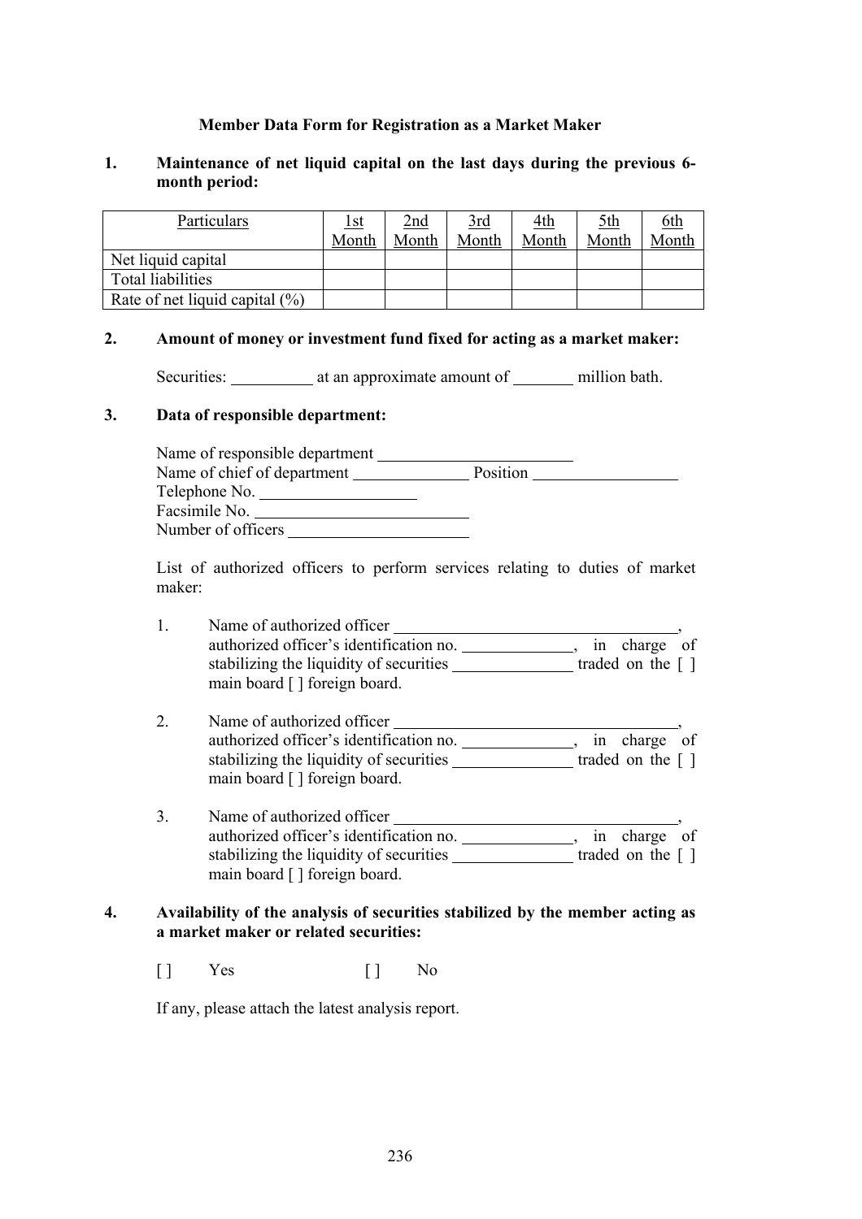**Member Data Form for Registration as a Market Maker**

**1. Maintenance of net liquid capital on the last days during the previous 6-month period:**

| Particulars | 1st Month | 2nd Month | 3rd Month | 4th Month | 5th Month | 6th Month |
|---|---|---|---|---|---|---|
| Net liquid capital | | | | | | |
| Total liabilities | | | | | | |
| Rate of net liquid capital (%) | | | | | | |

**2. Amount of money or investment fund fixed for acting as a market maker:**

Securities: __________ at an approximate amount of _______ million bath.

**3. Data of responsible department:**

Name of responsible department ________________________
Name of chief of department ______________ Position _________________
Telephone No. ___________________
Facsimile No. ___________________________
Number of officers ______________________

List of authorized officers to perform services relating to duties of market maker:

1. Name of authorized officer ___________________________________, authorized officer's identification no. _____________, in charge of stabilizing the liquidity of securities ______________ traded on the [ ] main board [ ] foreign board.

2. Name of authorized officer ___________________________________, authorized officer's identification no. _____________, in charge of stabilizing the liquidity of securities ______________ traded on the [ ] main board [ ] foreign board.

3. Name of authorized officer ___________________________________, authorized officer's identification no. _____________, in charge of stabilizing the liquidity of securities ______________ traded on the [ ] main board [ ] foreign board.

**4. Availability of the analysis of securities stabilized by the member acting as a market maker or related securities:**

[ ] Yes [ ] No

If any, please attach the latest analysis report.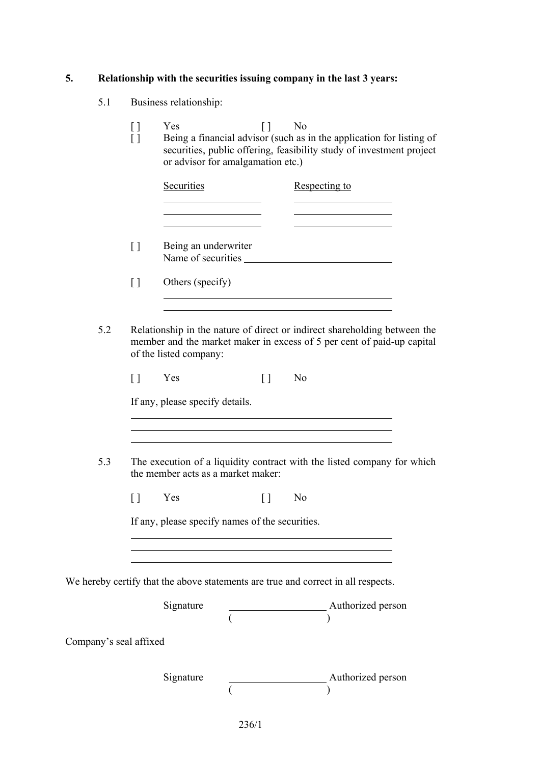**5. Relationship with the securities issuing company in the last 3 years:**

5.1 Business relationship:

[ ] Yes [ ] No

[ ] Being a financial advisor (such as in the application for listing of securities, public offering, feasibility study of investment project or advisor for amalgamation etc.)

| Securities | Respecting to |
|---|---|
| ____________________ | ____________________ |
| ____________________ | ____________________ |
| ____________________ | ____________________ |

[ ] Being an underwriter
Name of securities ____________________________

[ ] Others (specify)
_____________________________________________
_____________________________________________

5.2 Relationship in the nature of direct or indirect shareholding between the member and the market maker in excess of 5 per cent of paid-up capital of the listed company:

[ ] Yes [ ] No

If any, please specify details.

_____________________________________________
_____________________________________________
_____________________________________________

5.3 The execution of a liquidity contract with the listed company for which the member acts as a market maker:

[ ] Yes [ ] No

If any, please specify names of the securities.

_____________________________________________
_____________________________________________
_____________________________________________

We hereby certify that the above statements are true and correct in all respects.

Signature ____________________ Authorized person
( )

Company's seal affixed

Signature ____________________ Authorized person
( )

236/1